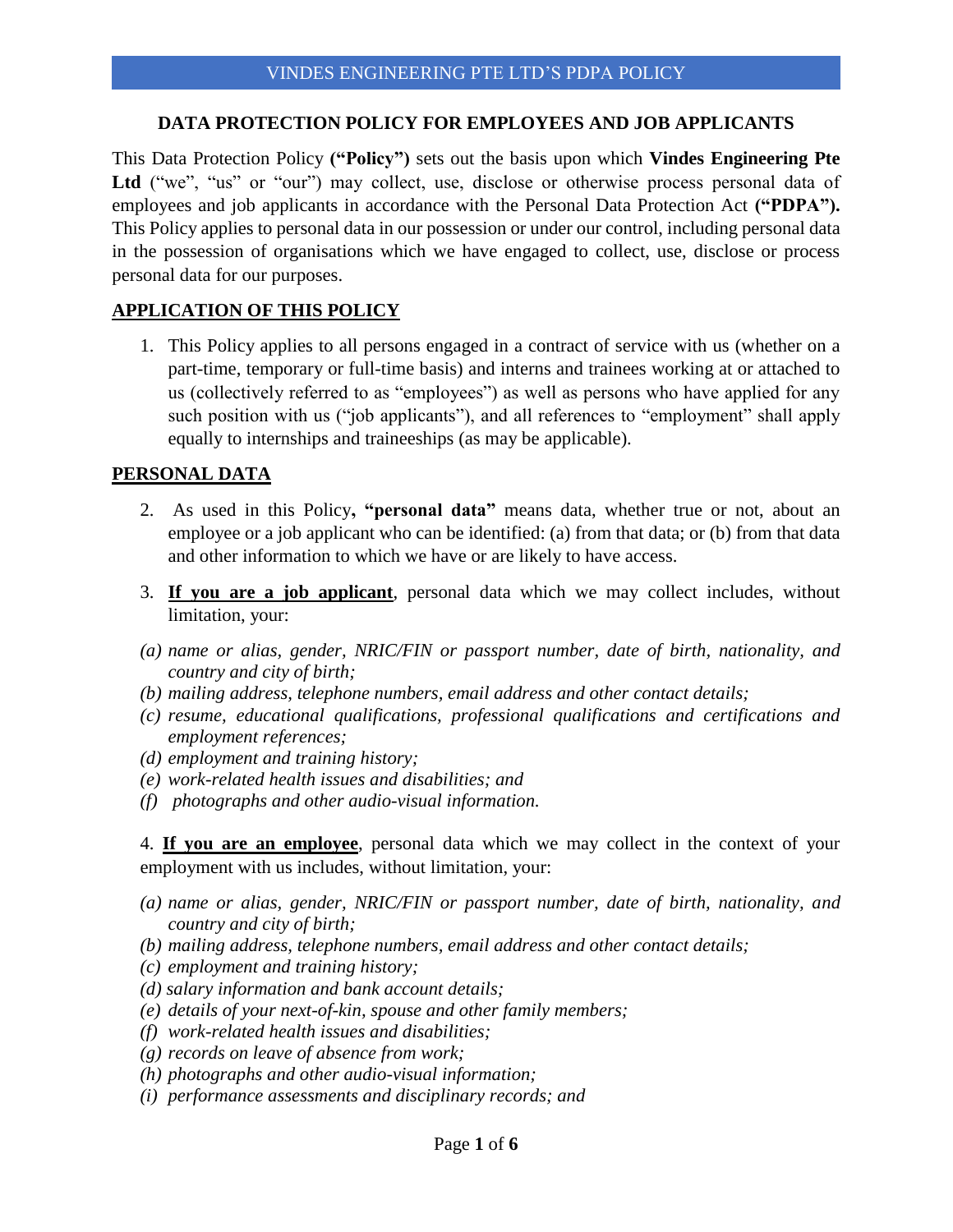# DATA PROTECTION POLICY FOR EMPLOYEES AND JOB APPLICANTS

This Data Protection Policy **("Policy")** sets out the basis upon which **Vindes Engineering Pte Ltd** ("we", "us" or "our") may collect, use, disclose or otherwise process personal data of employees and job applicants in accordance with the Personal Data Protection Act **("PDPA").** This Policy applies to personal data in our possession or under our control, including personal data in the possession of organisations which we have engaged to collect, use, disclose or process personal data for our purposes.

## APPLICATION OF THIS POLICY

1. This Policy applies to all persons engaged in a contract of service with us (whether on a part-time, temporary or full-time basis) and interns and trainees working at or attached to us (collectively referred to as "employees") as well as persons who have applied for any such position with us ("job applicants"), and all references to "employment" shall apply equally to internships and traineeships (as may be applicable).

## PERSONAL DATA

2. As used in this Policy**, "personal data"** means data, whether true or not, about an employee or a job applicant who can be identified: (a) from that data; or (b) from that data and other information to which we have or are likely to have access.

3. **If you are a job applicant**, personal data which we may collect includes, without limitation, your:

*(a) name or alias, gender, NRIC/FIN or passport number, date of birth, nationality, and country and city of birth;*
*(b) mailing address, telephone numbers, email address and other contact details;*
*(c) resume, educational qualifications, professional qualifications and certifications and employment references;*
*(d) employment and training history;*
*(e) work-related health issues and disabilities; and*
*(f) photographs and other audio-visual information.*

4. **If you are an employee**, personal data which we may collect in the context of your employment with us includes, without limitation, your:

*(a) name or alias, gender, NRIC/FIN or passport number, date of birth, nationality, and country and city of birth;*
*(b) mailing address, telephone numbers, email address and other contact details;*
*(c) employment and training history;*
*(d) salary information and bank account details;*
*(e) details of your next-of-kin, spouse and other family members;*
*(f) work-related health issues and disabilities;*
*(g) records on leave of absence from work;*
*(h) photographs and other audio-visual information;*
*(i) performance assessments and disciplinary records; and*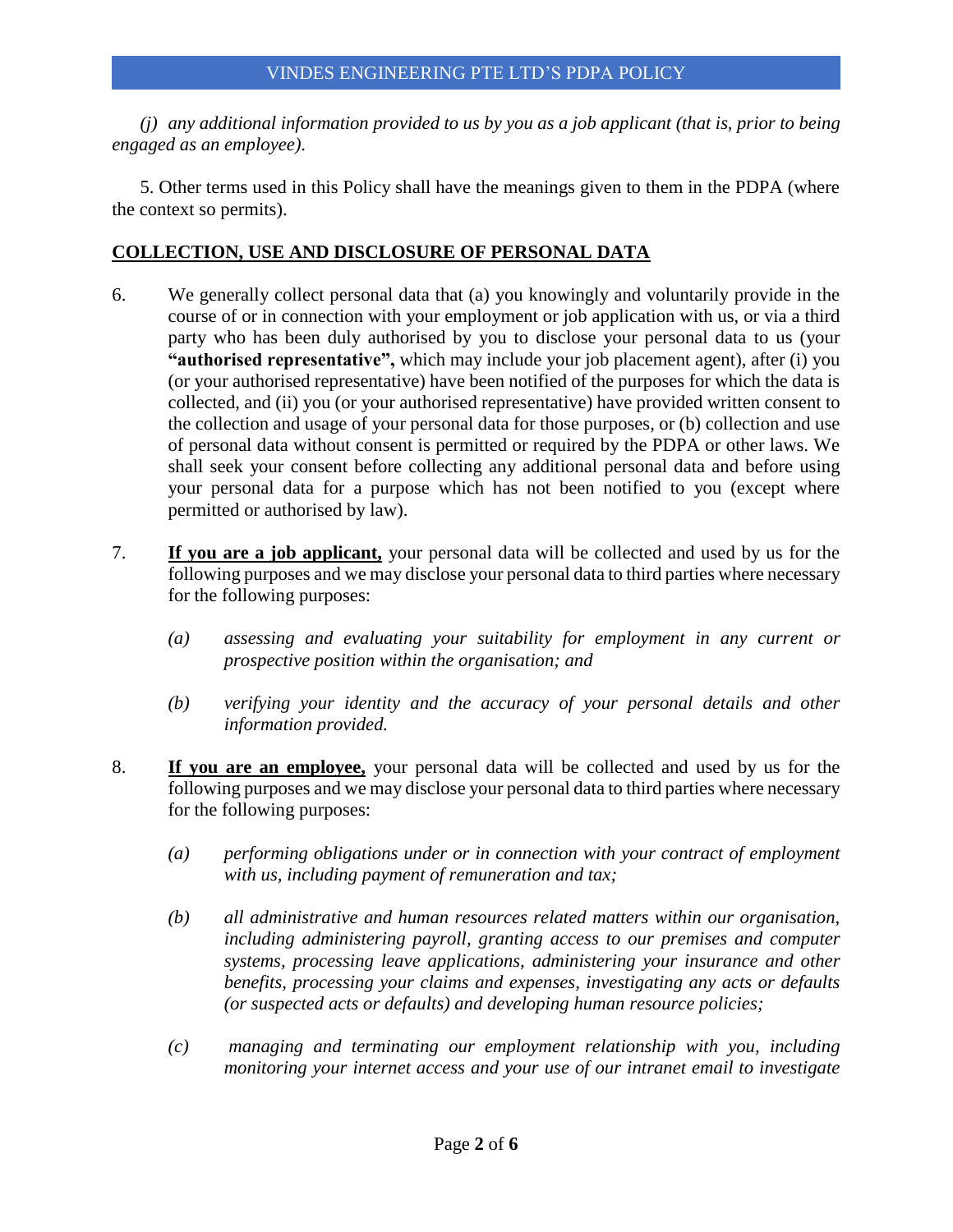*(j) any additional information provided to us by you as a job applicant (that is, prior to being engaged as an employee).*

5. Other terms used in this Policy shall have the meanings given to them in the PDPA (where the context so permits).

## COLLECTION, USE AND DISCLOSURE OF PERSONAL DATA

6. We generally collect personal data that (a) you knowingly and voluntarily provide in the course of or in connection with your employment or job application with us, or via a third party who has been duly authorised by you to disclose your personal data to us (your **"authorised representative",** which may include your job placement agent), after (i) you (or your authorised representative) have been notified of the purposes for which the data is collected, and (ii) you (or your authorised representative) have provided written consent to the collection and usage of your personal data for those purposes, or (b) collection and use of personal data without consent is permitted or required by the PDPA or other laws. We shall seek your consent before collecting any additional personal data and before using your personal data for a purpose which has not been notified to you (except where permitted or authorised by law).

7. **If you are a job applicant,** your personal data will be collected and used by us for the following purposes and we may disclose your personal data to third parties where necessary for the following purposes:

   *(a) assessing and evaluating your suitability for employment in any current or prospective position within the organisation; and*

   *(b) verifying your identity and the accuracy of your personal details and other information provided.*

8. **If you are an employee,** your personal data will be collected and used by us for the following purposes and we may disclose your personal data to third parties where necessary for the following purposes:

   *(a) performing obligations under or in connection with your contract of employment with us, including payment of remuneration and tax;*

   *(b) all administrative and human resources related matters within our organisation, including administering payroll, granting access to our premises and computer systems, processing leave applications, administering your insurance and other benefits, processing your claims and expenses, investigating any acts or defaults (or suspected acts or defaults) and developing human resource policies;*

   *(c) managing and terminating our employment relationship with you, including monitoring your internet access and your use of our intranet email to investigate*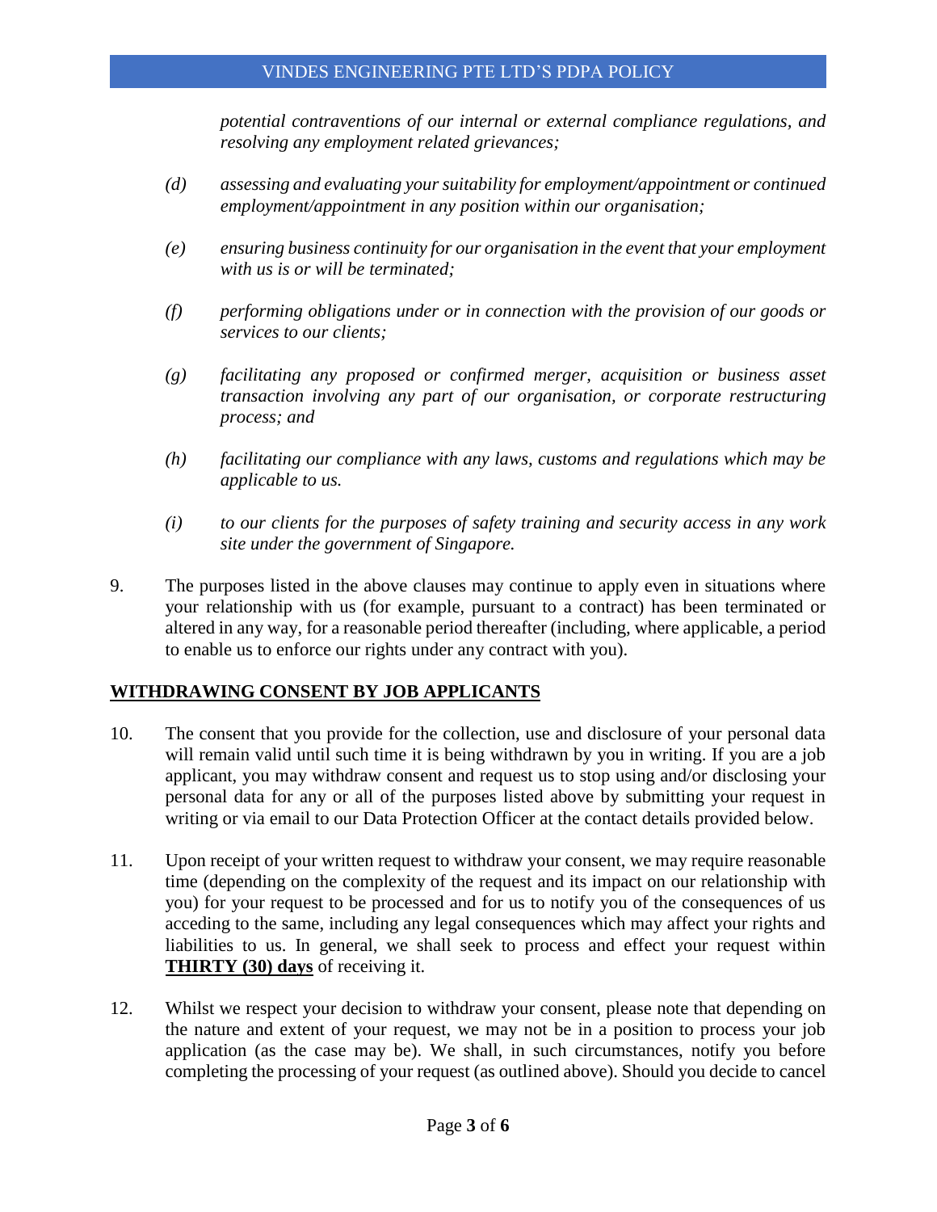*potential contraventions of our internal or external compliance regulations, and resolving any employment related grievances;*

*(d) assessing and evaluating your suitability for employment/appointment or continued employment/appointment in any position within our organisation;*

*(e) ensuring business continuity for our organisation in the event that your employment with us is or will be terminated;*

*(f) performing obligations under or in connection with the provision of our goods or services to our clients;*

*(g) facilitating any proposed or confirmed merger, acquisition or business asset transaction involving any part of our organisation, or corporate restructuring process; and*

*(h) facilitating our compliance with any laws, customs and regulations which may be applicable to us.*

*(i) to our clients for the purposes of safety training and security access in any work site under the government of Singapore.*

9. The purposes listed in the above clauses may continue to apply even in situations where your relationship with us (for example, pursuant to a contract) has been terminated or altered in any way, for a reasonable period thereafter (including, where applicable, a period to enable us to enforce our rights under any contract with you).

## WITHDRAWING CONSENT BY JOB APPLICANTS

10. The consent that you provide for the collection, use and disclosure of your personal data will remain valid until such time it is being withdrawn by you in writing. If you are a job applicant, you may withdraw consent and request us to stop using and/or disclosing your personal data for any or all of the purposes listed above by submitting your request in writing or via email to our Data Protection Officer at the contact details provided below.

11. Upon receipt of your written request to withdraw your consent, we may require reasonable time (depending on the complexity of the request and its impact on our relationship with you) for your request to be processed and for us to notify you of the consequences of us acceding to the same, including any legal consequences which may affect your rights and liabilities to us. In general, we shall seek to process and effect your request within **THIRTY (30) days** of receiving it.

12. Whilst we respect your decision to withdraw your consent, please note that depending on the nature and extent of your request, we may not be in a position to process your job application (as the case may be). We shall, in such circumstances, notify you before completing the processing of your request (as outlined above). Should you decide to cancel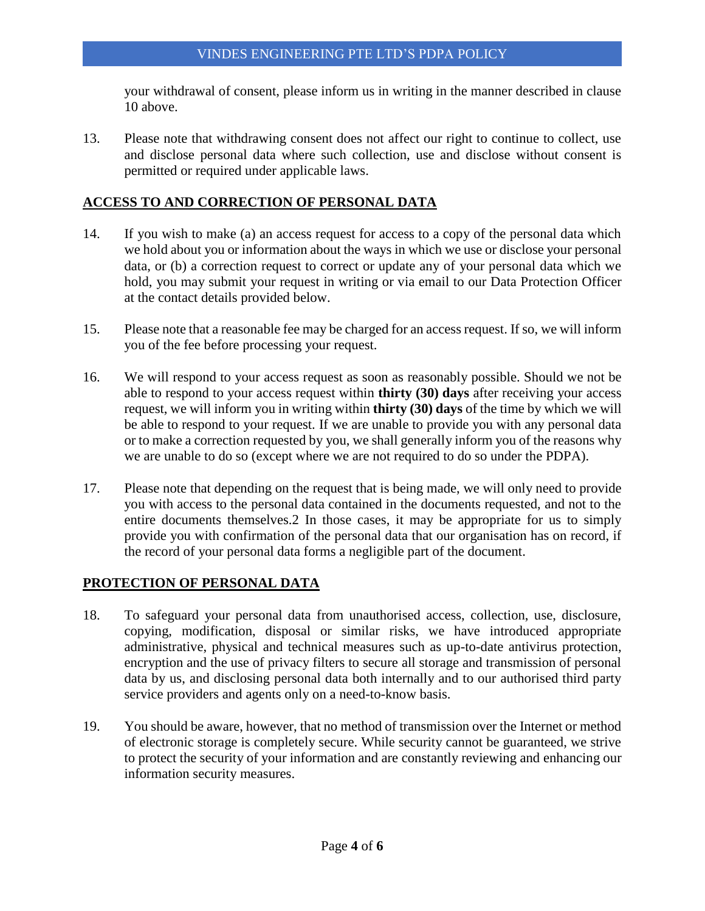your withdrawal of consent, please inform us in writing in the manner described in clause 10 above.

13. Please note that withdrawing consent does not affect our right to continue to collect, use and disclose personal data where such collection, use and disclose without consent is permitted or required under applicable laws.

## ACCESS TO AND CORRECTION OF PERSONAL DATA

14. If you wish to make (a) an access request for access to a copy of the personal data which we hold about you or information about the ways in which we use or disclose your personal data, or (b) a correction request to correct or update any of your personal data which we hold, you may submit your request in writing or via email to our Data Protection Officer at the contact details provided below.

15. Please note that a reasonable fee may be charged for an access request. If so, we will inform you of the fee before processing your request.

16. We will respond to your access request as soon as reasonably possible. Should we not be able to respond to your access request within **thirty (30) days** after receiving your access request, we will inform you in writing within **thirty (30) days** of the time by which we will be able to respond to your request. If we are unable to provide you with any personal data or to make a correction requested by you, we shall generally inform you of the reasons why we are unable to do so (except where we are not required to do so under the PDPA).

17. Please note that depending on the request that is being made, we will only need to provide you with access to the personal data contained in the documents requested, and not to the entire documents themselves.2 In those cases, it may be appropriate for us to simply provide you with confirmation of the personal data that our organisation has on record, if the record of your personal data forms a negligible part of the document.

## PROTECTION OF PERSONAL DATA

18. To safeguard your personal data from unauthorised access, collection, use, disclosure, copying, modification, disposal or similar risks, we have introduced appropriate administrative, physical and technical measures such as up-to-date antivirus protection, encryption and the use of privacy filters to secure all storage and transmission of personal data by us, and disclosing personal data both internally and to our authorised third party service providers and agents only on a need-to-know basis.

19. You should be aware, however, that no method of transmission over the Internet or method of electronic storage is completely secure. While security cannot be guaranteed, we strive to protect the security of your information and are constantly reviewing and enhancing our information security measures.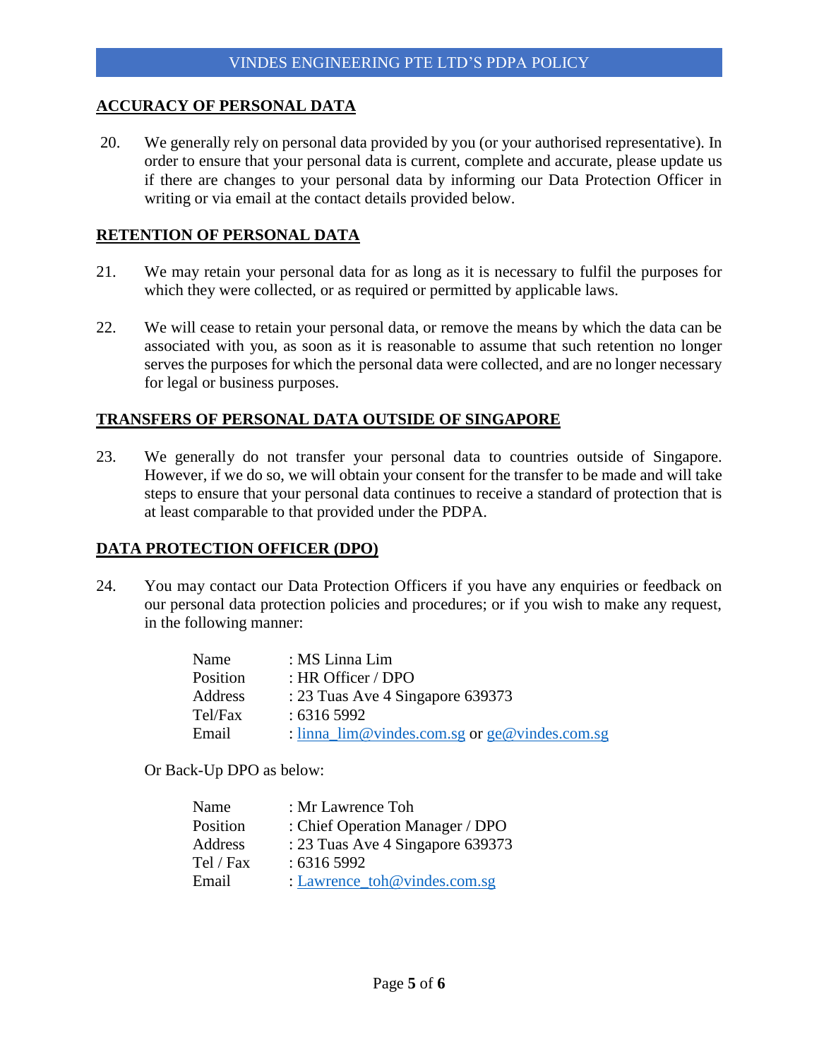## ACCURACY OF PERSONAL DATA

20. We generally rely on personal data provided by you (or your authorised representative). In order to ensure that your personal data is current, complete and accurate, please update us if there are changes to your personal data by informing our Data Protection Officer in writing or via email at the contact details provided below.

## RETENTION OF PERSONAL DATA

21. We may retain your personal data for as long as it is necessary to fulfil the purposes for which they were collected, or as required or permitted by applicable laws.

22. We will cease to retain your personal data, or remove the means by which the data can be associated with you, as soon as it is reasonable to assume that such retention no longer serves the purposes for which the personal data were collected, and are no longer necessary for legal or business purposes.

## TRANSFERS OF PERSONAL DATA OUTSIDE OF SINGAPORE

23. We generally do not transfer your personal data to countries outside of Singapore. However, if we do so, we will obtain your consent for the transfer to be made and will take steps to ensure that your personal data continues to receive a standard of protection that is at least comparable to that provided under the PDPA.

## DATA PROTECTION OFFICER (DPO)

24. You may contact our Data Protection Officers if you have any enquiries or feedback on our personal data protection policies and procedures; or if you wish to make any request, in the following manner:

| | |
|---|---|
| Name | : MS Linna Lim |
| Position | : HR Officer / DPO |
| Address | : 23 Tuas Ave 4 Singapore 639373 |
| Tel/Fax | : 6316 5992 |
| Email | : linna_lim@vindes.com.sg or ge@vindes.com.sg |

Or Back-Up DPO as below:

| | |
|---|---|
| Name | : Mr Lawrence Toh |
| Position | : Chief Operation Manager / DPO |
| Address | : 23 Tuas Ave 4 Singapore 639373 |
| Tel / Fax | : 6316 5992 |
| Email | : Lawrence_toh@vindes.com.sg |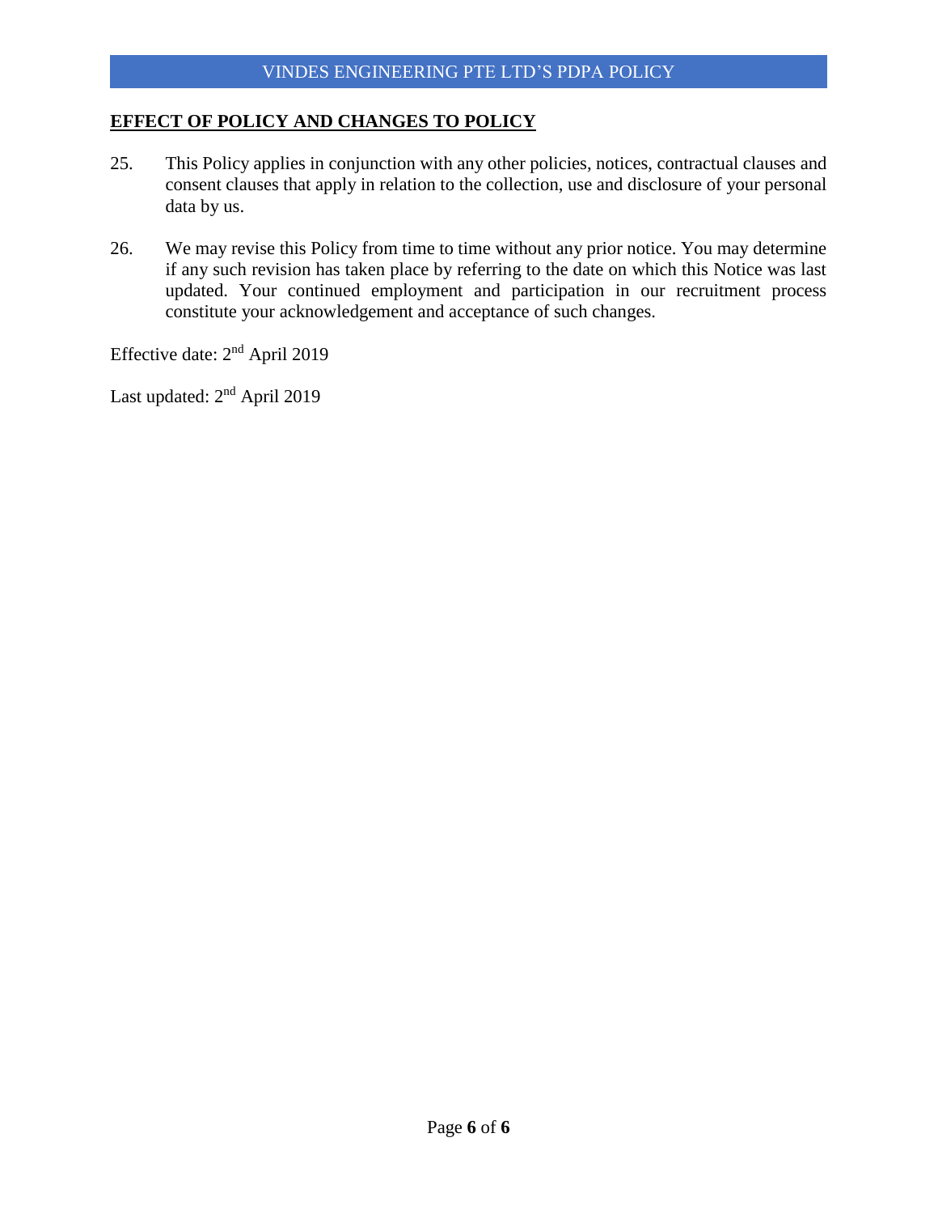## EFFECT OF POLICY AND CHANGES TO POLICY

25. This Policy applies in conjunction with any other policies, notices, contractual clauses and consent clauses that apply in relation to the collection, use and disclosure of your personal data by us.

26. We may revise this Policy from time to time without any prior notice. You may determine if any such revision has taken place by referring to the date on which this Notice was last updated. Your continued employment and participation in our recruitment process constitute your acknowledgement and acceptance of such changes.

Effective date: 2nd April 2019

Last updated: 2nd April 2019